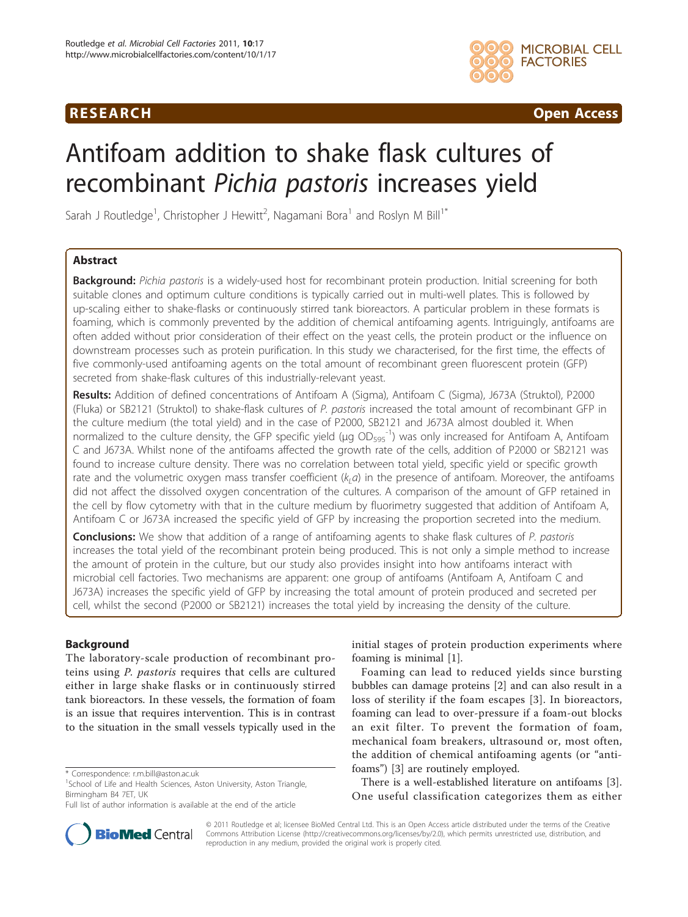RESEARCH Open Access

# Antifoam addition to shake flask cultures of recombinant *Pichia pastoris* increases yield

Sarah J Routledge[1], Christopher J Hewitt[2], Nagamani Bora[1] and Roslyn M Bill[1*]

## Abstract

**Background:** *Pichia pastoris* is a widely-used host for recombinant protein production. Initial screening for both suitable clones and optimum culture conditions is typically carried out in multi-well plates. This is followed by up-scaling either to shake-flasks or continuously stirred tank bioreactors. A particular problem in these formats is foaming, which is commonly prevented by the addition of chemical antifoaming agents. Intriguingly, antifoams are often added without prior consideration of their effect on the yeast cells, the protein product or the influence on downstream processes such as protein purification. In this study we characterised, for the first time, the effects of five commonly-used antifoaming agents on the total amount of recombinant green fluorescent protein (GFP) secreted from shake-flask cultures of this industrially-relevant yeast.

**Results:** Addition of defined concentrations of Antifoam A (Sigma), Antifoam C (Sigma), J673A (Struktol), P2000 (Fluka) or SB2121 (Struktol) to shake-flask cultures of *P. pastoris* increased the total amount of recombinant GFP in the culture medium (the total yield) and in the case of P2000, SB2121 and J673A almost doubled it. When normalized to the culture density, the GFP specific yield (μg $OD_{595}^{-1}$) was only increased for Antifoam A, Antifoam C and J673A. Whilst none of the antifoams affected the growth rate of the cells, addition of P2000 or SB2121 was found to increase culture density. There was no correlation between total yield, specific yield or specific growth rate and the volumetric oxygen mass transfer coefficient ($k_La$) in the presence of antifoam. Moreover, the antifoams did not affect the dissolved oxygen concentration of the cultures. A comparison of the amount of GFP retained in the cell by flow cytometry with that in the culture medium by fluorimetry suggested that addition of Antifoam A, Antifoam C or J673A increased the specific yield of GFP by increasing the proportion secreted into the medium.

**Conclusions:** We show that addition of a range of antifoaming agents to shake flask cultures of *P. pastoris* increases the total yield of the recombinant protein being produced. This is not only a simple method to increase the amount of protein in the culture, but our study also provides insight into how antifoams interact with microbial cell factories. Two mechanisms are apparent: one group of antifoams (Antifoam A, Antifoam C and J673A) increases the specific yield of GFP by increasing the total amount of protein produced and secreted per cell, whilst the second (P2000 or SB2121) increases the total yield by increasing the density of the culture.

## Background

The laboratory-scale production of recombinant proteins using *P. pastoris* requires that cells are cultured either in large shake flasks or in continuously stirred tank bioreactors. In these vessels, the formation of foam is an issue that requires intervention. This is in contrast to the situation in the small vessels typically used in the initial stages of protein production experiments where foaming is minimal [1].

Foaming can lead to reduced yields since bursting bubbles can damage proteins [2] and can also result in a loss of sterility if the foam escapes [3]. In bioreactors, foaming can lead to over-pressure if a foam-out blocks an exit filter. To prevent the formation of foam, mechanical foam breakers, ultrasound or, most often, the addition of chemical antifoaming agents (or "antifoams") [3] are routinely employed.

There is a well-established literature on antifoams [3]. One useful classification categorizes them as either

\* Correspondence: r.m.bill@aston.ac.uk
[1]School of Life and Health Sciences, Aston University, Aston Triangle, Birmingham B4 7ET, UK
Full list of author information is available at the end of the article

© 2011 Routledge et al; licensee BioMed Central Ltd. This is an Open Access article distributed under the terms of the Creative Commons Attribution License (http://creativecommons.org/licenses/by/2.0), which permits unrestricted use, distribution, and reproduction in any medium, provided the original work is properly cited.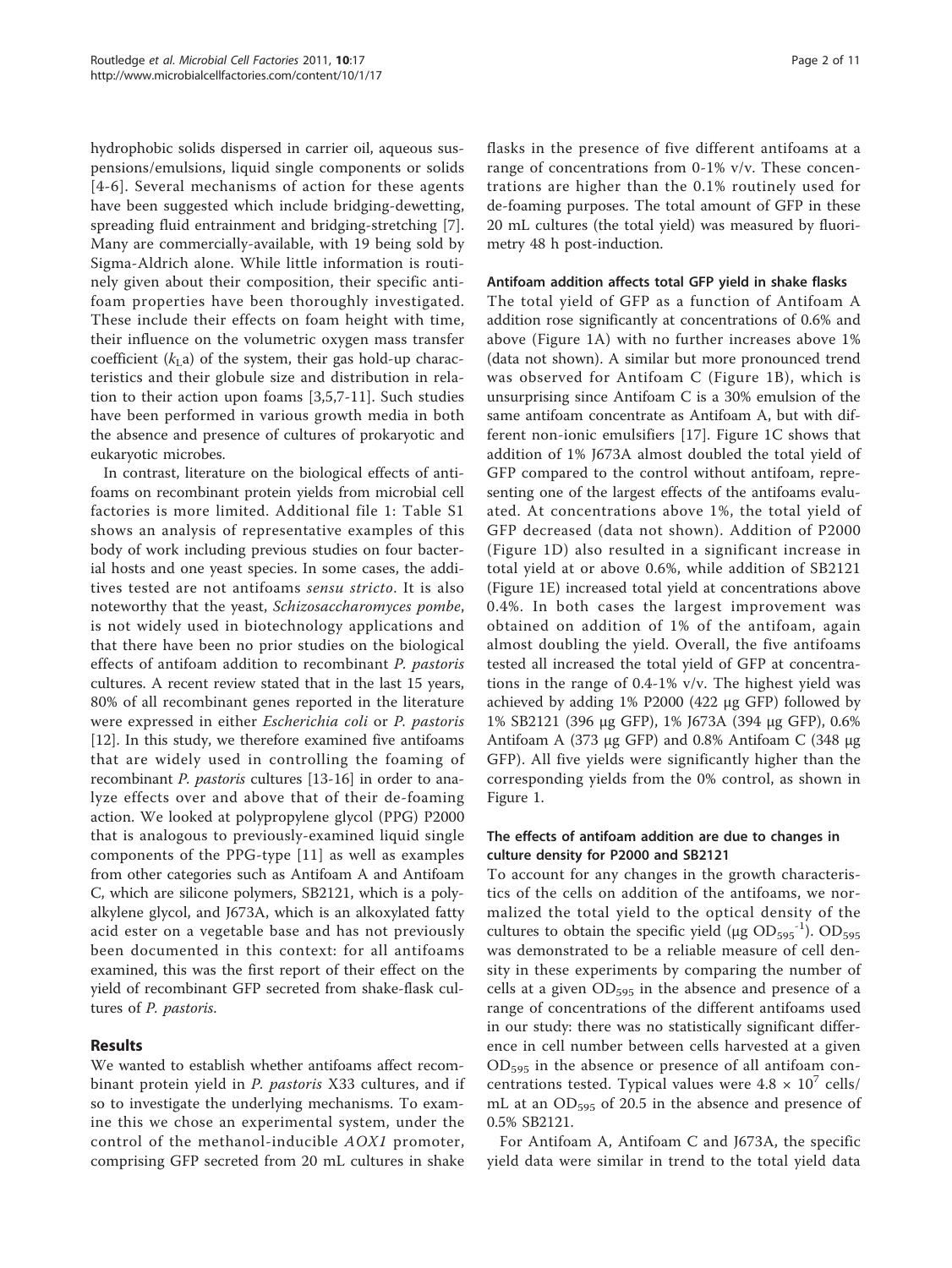hydrophobic solids dispersed in carrier oil, aqueous suspensions/emulsions, liquid single components or solids [4-6]. Several mechanisms of action for these agents have been suggested which include bridging-dewetting, spreading fluid entrainment and bridging-stretching [7]. Many are commercially-available, with 19 being sold by Sigma-Aldrich alone. While little information is routinely given about their composition, their specific antifoam properties have been thoroughly investigated. These include their effects on foam height with time, their influence on the volumetric oxygen mass transfer coefficient ($k_La$) of the system, their gas hold-up characteristics and their globule size and distribution in relation to their action upon foams [3,5,7-11]. Such studies have been performed in various growth media in both the absence and presence of cultures of prokaryotic and eukaryotic microbes.

In contrast, literature on the biological effects of antifoams on recombinant protein yields from microbial cell factories is more limited. Additional file 1: Table S1 shows an analysis of representative examples of this body of work including previous studies on four bacterial hosts and one yeast species. In some cases, the additives tested are not antifoams *sensu stricto*. It is also noteworthy that the yeast, *Schizosaccharomyces pombe*, is not widely used in biotechnology applications and that there have been no prior studies on the biological effects of antifoam addition to recombinant *P. pastoris* cultures. A recent review stated that in the last 15 years, 80% of all recombinant genes reported in the literature were expressed in either *Escherichia coli* or *P. pastoris* [12]. In this study, we therefore examined five antifoams that are widely used in controlling the foaming of recombinant *P. pastoris* cultures [13-16] in order to analyze effects over and above that of their de-foaming action. We looked at polypropylene glycol (PPG) P2000 that is analogous to previously-examined liquid single components of the PPG-type [11] as well as examples from other categories such as Antifoam A and Antifoam C, which are silicone polymers, SB2121, which is a polyalkylene glycol, and J673A, which is an alkoxylated fatty acid ester on a vegetable base and has not previously been documented in this context: for all antifoams examined, this was the first report of their effect on the yield of recombinant GFP secreted from shake-flask cultures of *P. pastoris*.

## Results

We wanted to establish whether antifoams affect recombinant protein yield in *P. pastoris* X33 cultures, and if so to investigate the underlying mechanisms. To examine this we chose an experimental system, under the control of the methanol-inducible *AOX1* promoter, comprising GFP secreted from 20 mL cultures in shake flasks in the presence of five different antifoams at a range of concentrations from 0-1% v/v. These concentrations are higher than the 0.1% routinely used for de-foaming purposes. The total amount of GFP in these 20 mL cultures (the total yield) was measured by fluorimetry 48 h post-induction.

### Antifoam addition affects total GFP yield in shake flasks

The total yield of GFP as a function of Antifoam A addition rose significantly at concentrations of 0.6% and above (Figure 1A) with no further increases above 1% (data not shown). A similar but more pronounced trend was observed for Antifoam C (Figure 1B), which is unsurprising since Antifoam C is a 30% emulsion of the same antifoam concentrate as Antifoam A, but with different non-ionic emulsifiers [17]. Figure 1C shows that addition of 1% J673A almost doubled the total yield of GFP compared to the control without antifoam, representing one of the largest effects of the antifoams evaluated. At concentrations above 1%, the total yield of GFP decreased (data not shown). Addition of P2000 (Figure 1D) also resulted in a significant increase in total yield at or above 0.6%, while addition of SB2121 (Figure 1E) increased total yield at concentrations above 0.4%. In both cases the largest improvement was obtained on addition of 1% of the antifoam, again almost doubling the yield. Overall, the five antifoams tested all increased the total yield of GFP at concentrations in the range of 0.4-1% v/v. The highest yield was achieved by adding 1% P2000 (422 μg GFP) followed by 1% SB2121 (396 μg GFP), 1% J673A (394 μg GFP), 0.6% Antifoam A (373 μg GFP) and 0.8% Antifoam C (348 μg GFP). All five yields were significantly higher than the corresponding yields from the 0% control, as shown in Figure 1.

### The effects of antifoam addition are due to changes in culture density for P2000 and SB2121

To account for any changes in the growth characteristics of the cells on addition of the antifoams, we normalized the total yield to the optical density of the cultures to obtain the specific yield (μg $OD_{595}^{-1}$). $OD_{595}$ was demonstrated to be a reliable measure of cell density in these experiments by comparing the number of cells at a given $OD_{595}$ in the absence and presence of a range of concentrations of the different antifoams used in our study: there was no statistically significant difference in cell number between cells harvested at a given $OD_{595}$ in the absence or presence of all antifoam concentrations tested. Typical values were $4.8 \times 10^7$ cells/mL at an $OD_{595}$ of 20.5 in the absence and presence of 0.5% SB2121.

For Antifoam A, Antifoam C and J673A, the specific yield data were similar in trend to the total yield data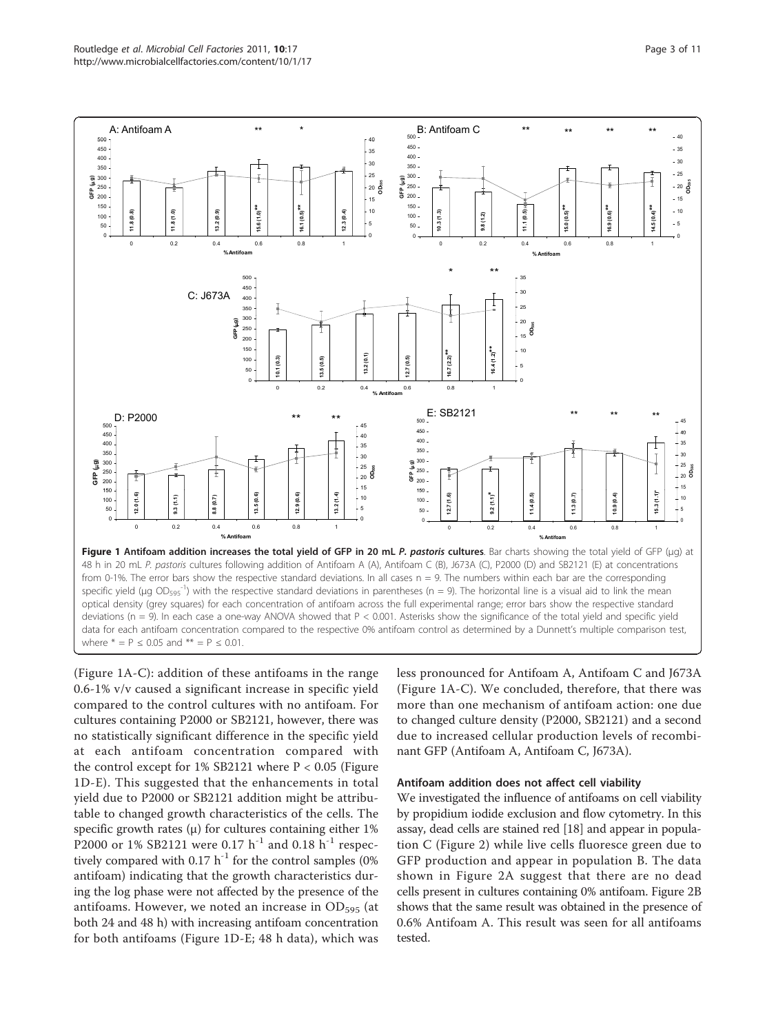**Figure 1 Antifoam addition increases the total yield of GFP in 20 mL *P. pastoris* cultures**. Bar charts showing the total yield of GFP (μg) at 48 h in 20 mL *P. pastoris* cultures following addition of Antifoam A (A), Antifoam C (B), J673A (C), P2000 (D) and SB2121 (E) at concentrations from 0-1%. The error bars show the respective standard deviations. In all cases n = 9. The numbers within each bar are the corresponding specific yield (μg $OD_{595}^{-1}$) with the respective standard deviations in parentheses (n = 9). The horizontal line is a visual aid to link the mean optical density (grey squares) for each concentration of antifoam across the full experimental range; error bars show the respective standard deviations (n = 9). In each case a one-way ANOVA showed that P < 0.001. Asterisks show the significance of the total yield and specific yield data for each antifoam concentration compared to the respective 0% antifoam control as determined by a Dunnett's multiple comparison test, where * = P ≤ 0.05 and ** = P ≤ 0.01.

(Figure 1A-C): addition of these antifoams in the range 0.6-1% v/v caused a significant increase in specific yield compared to the control cultures with no antifoam. For cultures containing P2000 or SB2121, however, there was no statistically significant difference in the specific yield at each antifoam concentration compared with the control except for 1% SB2121 where P < 0.05 (Figure 1D-E). This suggested that the enhancements in total yield due to P2000 or SB2121 addition might be attributable to changed growth characteristics of the cells. The specific growth rates (μ) for cultures containing either 1% P2000 or 1% SB2121 were 0.17 $h^{-1}$ and 0.18 $h^{-1}$ respectively compared with 0.17 $h^{-1}$ for the control samples (0% antifoam) indicating that the growth characteristics during the log phase were not affected by the presence of the antifoams. However, we noted an increase in $OD_{595}$ (at both 24 and 48 h) with increasing antifoam concentration for both antifoams (Figure 1D-E; 48 h data), which was less pronounced for Antifoam A, Antifoam C and J673A (Figure 1A-C). We concluded, therefore, that there was more than one mechanism of antifoam action: one due to changed culture density (P2000, SB2121) and a second due to increased cellular production levels of recombinant GFP (Antifoam A, Antifoam C, J673A).

### Antifoam addition does not affect cell viability

We investigated the influence of antifoams on cell viability by propidium iodide exclusion and flow cytometry. In this assay, dead cells are stained red [18] and appear in population C (Figure 2) while live cells fluoresce green due to GFP production and appear in population B. The data shown in Figure 2A suggest that there are no dead cells present in cultures containing 0% antifoam. Figure 2B shows that the same result was obtained in the presence of 0.6% Antifoam A. This result was seen for all antifoams tested.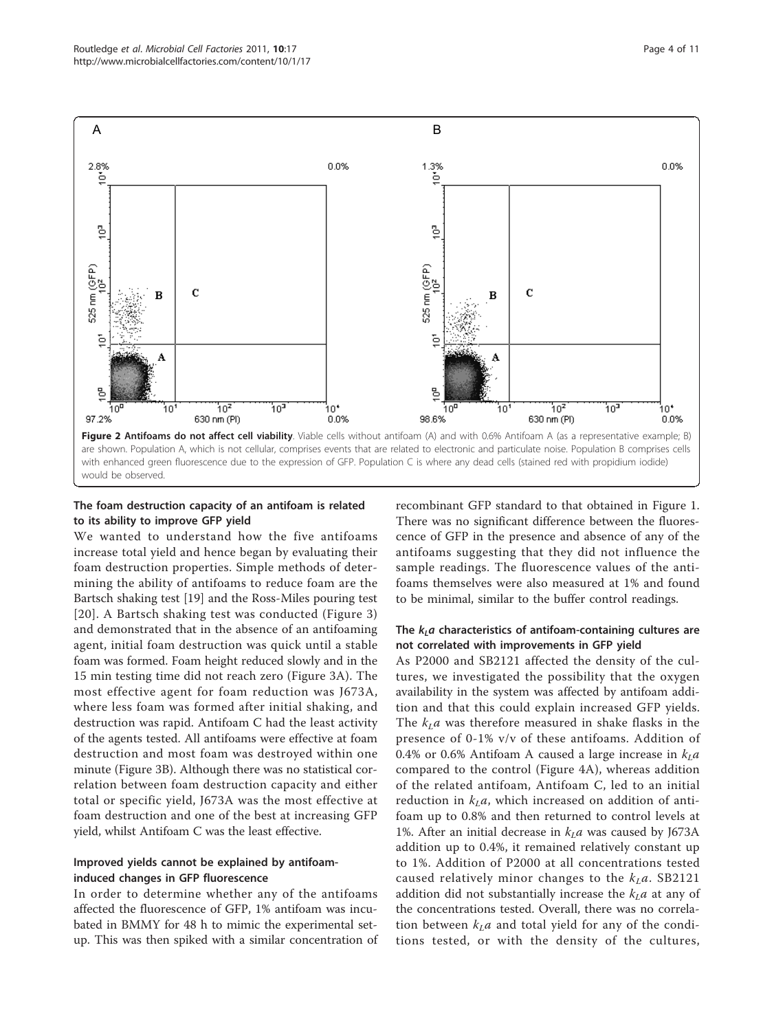**Figure 2 Antifoams do not affect cell viability**. Viable cells without antifoam (A) and with 0.6% Antifoam A (as a representative example; B) are shown. Population A, which is not cellular, comprises events that are related to electronic and particulate noise. Population B comprises cells with enhanced green fluorescence due to the expression of GFP. Population C is where any dead cells (stained red with propidium iodide) would be observed.

### The foam destruction capacity of an antifoam is related to its ability to improve GFP yield

We wanted to understand how the five antifoams increase total yield and hence began by evaluating their foam destruction properties. Simple methods of determining the ability of antifoams to reduce foam are the Bartsch shaking test [19] and the Ross-Miles pouring test [20]. A Bartsch shaking test was conducted (Figure 3) and demonstrated that in the absence of an antifoaming agent, initial foam destruction was quick until a stable foam was formed. Foam height reduced slowly and in the 15 min testing time did not reach zero (Figure 3A). The most effective agent for foam reduction was J673A, where less foam was formed after initial shaking, and destruction was rapid. Antifoam C had the least activity of the agents tested. All antifoams were effective at foam destruction and most foam was destroyed within one minute (Figure 3B). Although there was no statistical correlation between foam destruction capacity and either total or specific yield, J673A was the most effective at foam destruction and one of the best at increasing GFP yield, whilst Antifoam C was the least effective.

### Improved yields cannot be explained by antifoam-induced changes in GFP fluorescence

In order to determine whether any of the antifoams affected the fluorescence of GFP, 1% antifoam was incubated in BMMY for 48 h to mimic the experimental set-up. This was then spiked with a similar concentration of recombinant GFP standard to that obtained in Figure 1. There was no significant difference between the fluorescence of GFP in the presence and absence of any of the antifoams suggesting that they did not influence the sample readings. The fluorescence values of the antifoams themselves were also measured at 1% and found to be minimal, similar to the buffer control readings.

### The $k_La$ characteristics of antifoam-containing cultures are not correlated with improvements in GFP yield

As P2000 and SB2121 affected the density of the cultures, we investigated the possibility that the oxygen availability in the system was affected by antifoam addition and that this could explain increased GFP yields. The $k_La$ was therefore measured in shake flasks in the presence of 0-1% v/v of these antifoams. Addition of 0.4% or 0.6% Antifoam A caused a large increase in $k_La$ compared to the control (Figure 4A), whereas addition of the related antifoam, Antifoam C, led to an initial reduction in $k_La$, which increased on addition of antifoam up to 0.8% and then returned to control levels at 1%. After an initial decrease in $k_La$ was caused by J673A addition up to 0.4%, it remained relatively constant up to 1%. Addition of P2000 at all concentrations tested caused relatively minor changes to the $k_La$. SB2121 addition did not substantially increase the $k_La$ at any of the concentrations tested. Overall, there was no correlation between $k_La$ and total yield for any of the conditions tested, or with the density of the cultures,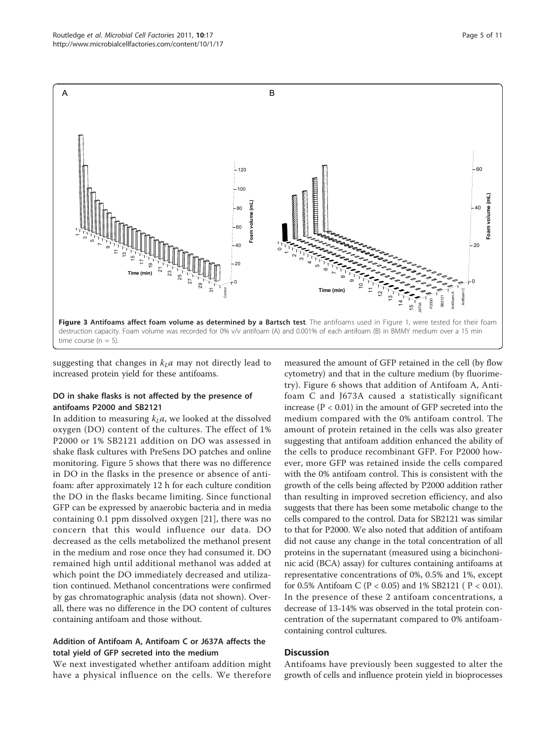**Figure 3 Antifoams affect foam volume as determined by a Bartsch test**. The antifoams used in Figure 1, were tested for their foam destruction capacity. Foam volume was recorded for 0% v/v antifoam (A) and 0.001% of each antifoam (B) in BMMY medium over a 15 min time course (n = 5).

suggesting that changes in $k_La$ may not directly lead to increased protein yield for these antifoams.

### DO in shake flasks is not affected by the presence of antifoams P2000 and SB2121

In addition to measuring $k_La$, we looked at the dissolved oxygen (DO) content of the cultures. The effect of 1% P2000 or 1% SB2121 addition on DO was assessed in shake flask cultures with PreSens DO patches and online monitoring. Figure 5 shows that there was no difference in DO in the flasks in the presence or absence of antifoam: after approximately 12 h for each culture condition the DO in the flasks became limiting. Since functional GFP can be expressed by anaerobic bacteria and in media containing 0.1 ppm dissolved oxygen [21], there was no concern that this would influence our data. DO decreased as the cells metabolized the methanol present in the medium and rose once they had consumed it. DO remained high until additional methanol was added at which point the DO immediately decreased and utilization continued. Methanol concentrations were confirmed by gas chromatographic analysis (data not shown). Overall, there was no difference in the DO content of cultures containing antifoam and those without.

### Addition of Antifoam A, Antifoam C or J637A affects the total yield of GFP secreted into the medium

We next investigated whether antifoam addition might have a physical influence on the cells. We therefore measured the amount of GFP retained in the cell (by flow cytometry) and that in the culture medium (by fluorimetry). Figure 6 shows that addition of Antifoam A, Antifoam C and J673A caused a statistically significant increase ($P < 0.01$) in the amount of GFP secreted into the medium compared with the 0% antifoam control. The amount of protein retained in the cells was also greater suggesting that antifoam addition enhanced the ability of the cells to produce recombinant GFP. For P2000 however, more GFP was retained inside the cells compared with the 0% antifoam control. This is consistent with the growth of the cells being affected by P2000 addition rather than resulting in improved secretion efficiency, and also suggests that there has been some metabolic change to the cells compared to the control. Data for SB2121 was similar to that for P2000. We also noted that addition of antifoam did not cause any change in the total concentration of all proteins in the supernatant (measured using a bicinchoninic acid (BCA) assay) for cultures containing antifoams at representative concentrations of 0%, 0.5% and 1%, except for 0.5% Antifoam C ($P < 0.05$) and 1% SB2121 ( $P < 0.01$). In the presence of these 2 antifoam concentrations, a decrease of 13-14% was observed in the total protein concentration of the supernatant compared to 0% antifoam-containing control cultures.

## Discussion

Antifoams have previously been suggested to alter the growth of cells and influence protein yield in bioprocesses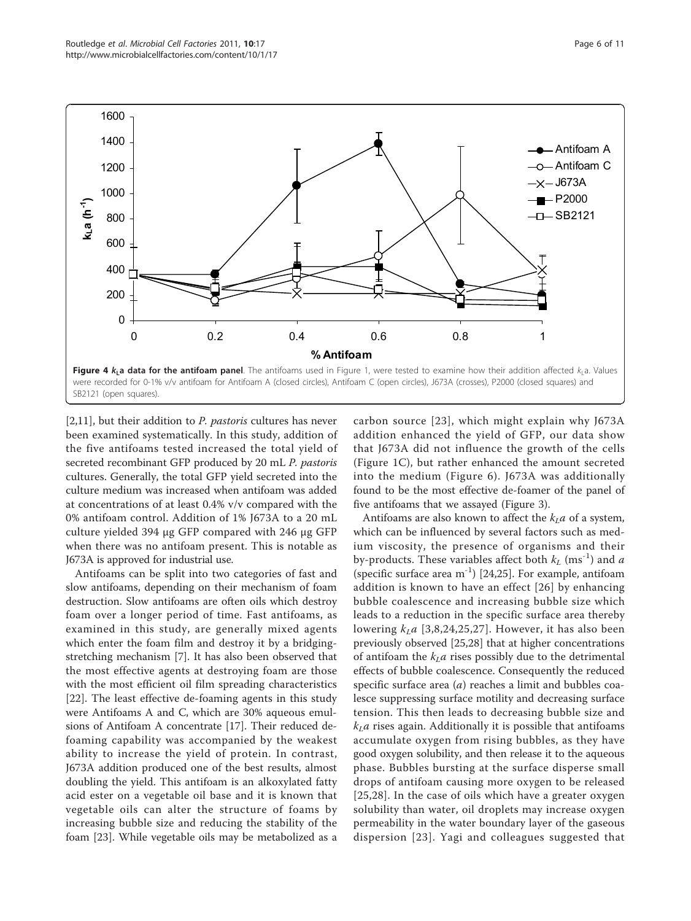**Figure 4 $k_La$ data for the antifoam panel**. The antifoams used in Figure 1, were tested to examine how their addition affected $k_La$. Values were recorded for 0-1% v/v antifoam for Antifoam A (closed circles), Antifoam C (open circles), J673A (crosses), P2000 (closed squares) and SB2121 (open squares).

[2,11], but their addition to *P. pastoris* cultures has never been examined systematically. In this study, addition of the five antifoams tested increased the total yield of secreted recombinant GFP produced by 20 mL *P. pastoris* cultures. Generally, the total GFP yield secreted into the culture medium was increased when antifoam was added at concentrations of at least 0.4% v/v compared with the 0% antifoam control. Addition of 1% J673A to a 20 mL culture yielded 394 μg GFP compared with 246 μg GFP when there was no antifoam present. This is notable as J673A is approved for industrial use.

Antifoams can be split into two categories of fast and slow antifoams, depending on their mechanism of foam destruction. Slow antifoams are often oils which destroy foam over a longer period of time. Fast antifoams, as examined in this study, are generally mixed agents which enter the foam film and destroy it by a bridging-stretching mechanism [7]. It has also been observed that the most effective agents at destroying foam are those with the most efficient oil film spreading characteristics [22]. The least effective de-foaming agents in this study were Antifoams A and C, which are 30% aqueous emulsions of Antifoam A concentrate [17]. Their reduced de-foaming capability was accompanied by the weakest ability to increase the yield of protein. In contrast, J673A addition produced one of the best results, almost doubling the yield. This antifoam is an alkoxylated fatty acid ester on a vegetable oil base and it is known that vegetable oils can alter the structure of foams by increasing bubble size and reducing the stability of the foam [23]. While vegetable oils may be metabolized as a carbon source [23], which might explain why J673A addition enhanced the yield of GFP, our data show that J673A did not influence the growth of the cells (Figure 1C), but rather enhanced the amount secreted into the medium (Figure 6). J673A was additionally found to be the most effective de-foamer of the panel of five antifoams that we assayed (Figure 3).

Antifoams are also known to affect the $k_La$ of a system, which can be influenced by several factors such as medium viscosity, the presence of organisms and their by-products. These variables affect both $k_L$ ($ms^{-1}$) and $a$ (specific surface area $m^{-1}$) [24,25]. For example, antifoam addition is known to have an effect [26] by enhancing bubble coalescence and increasing bubble size which leads to a reduction in the specific surface area thereby lowering $k_La$ [3,8,24,25,27]. However, it has also been previously observed [25,28] that at higher concentrations of antifoam the $k_La$ rises possibly due to the detrimental effects of bubble coalescence. Consequently the reduced specific surface area ($a$) reaches a limit and bubbles coalesce suppressing surface motility and decreasing surface tension. This then leads to decreasing bubble size and $k_La$ rises again. Additionally it is possible that antifoams accumulate oxygen from rising bubbles, as they have good oxygen solubility, and then release it to the aqueous phase. Bubbles bursting at the surface disperse small drops of antifoam causing more oxygen to be released [25,28]. In the case of oils which have a greater oxygen solubility than water, oil droplets may increase oxygen permeability in the water boundary layer of the gaseous dispersion [23]. Yagi and colleagues suggested that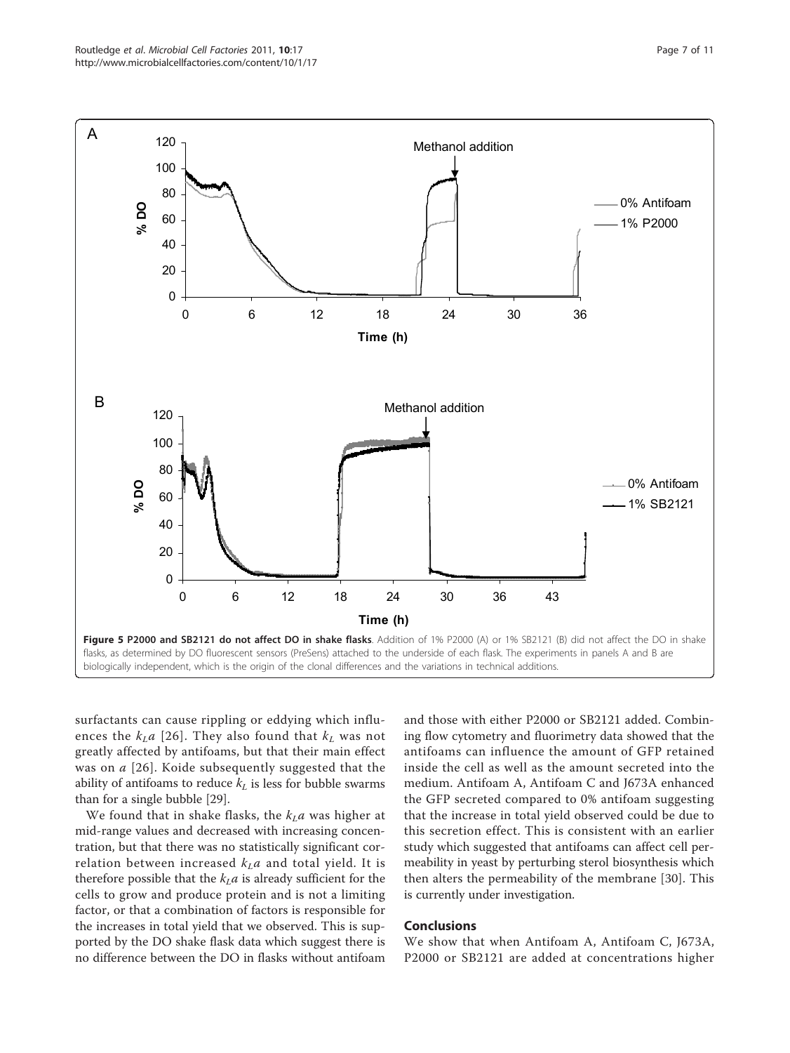**Figure 5 P2000 and SB2121 do not affect DO in shake flasks**. Addition of 1% P2000 (A) or 1% SB2121 (B) did not affect the DO in shake flasks, as determined by DO fluorescent sensors (PreSens) attached to the underside of each flask. The experiments in panels A and B are biologically independent, which is the origin of the clonal differences and the variations in technical additions.

surfactants can cause rippling or eddying which influences the $k_La$ [26]. They also found that $k_L$ was not greatly affected by antifoams, but that their main effect was on $a$ [26]. Koide subsequently suggested that the ability of antifoams to reduce $k_L$ is less for bubble swarms than for a single bubble [29].

We found that in shake flasks, the $k_La$ was higher at mid-range values and decreased with increasing concentration, but that there was no statistically significant correlation between increased $k_La$ and total yield. It is therefore possible that the $k_La$ is already sufficient for the cells to grow and produce protein and is not a limiting factor, or that a combination of factors is responsible for the increases in total yield that we observed. This is supported by the DO shake flask data which suggest there is no difference between the DO in flasks without antifoam and those with either P2000 or SB2121 added. Combining flow cytometry and fluorimetry data showed that the antifoams can influence the amount of GFP retained inside the cell as well as the amount secreted into the medium. Antifoam A, Antifoam C and J673A enhanced the GFP secreted compared to 0% antifoam suggesting that the increase in total yield observed could be due to this secretion effect. This is consistent with an earlier study which suggested that antifoams can affect cell permeability in yeast by perturbing sterol biosynthesis which then alters the permeability of the membrane [30]. This is currently under investigation.

## Conclusions

We show that when Antifoam A, Antifoam C, J673A, P2000 or SB2121 are added at concentrations higher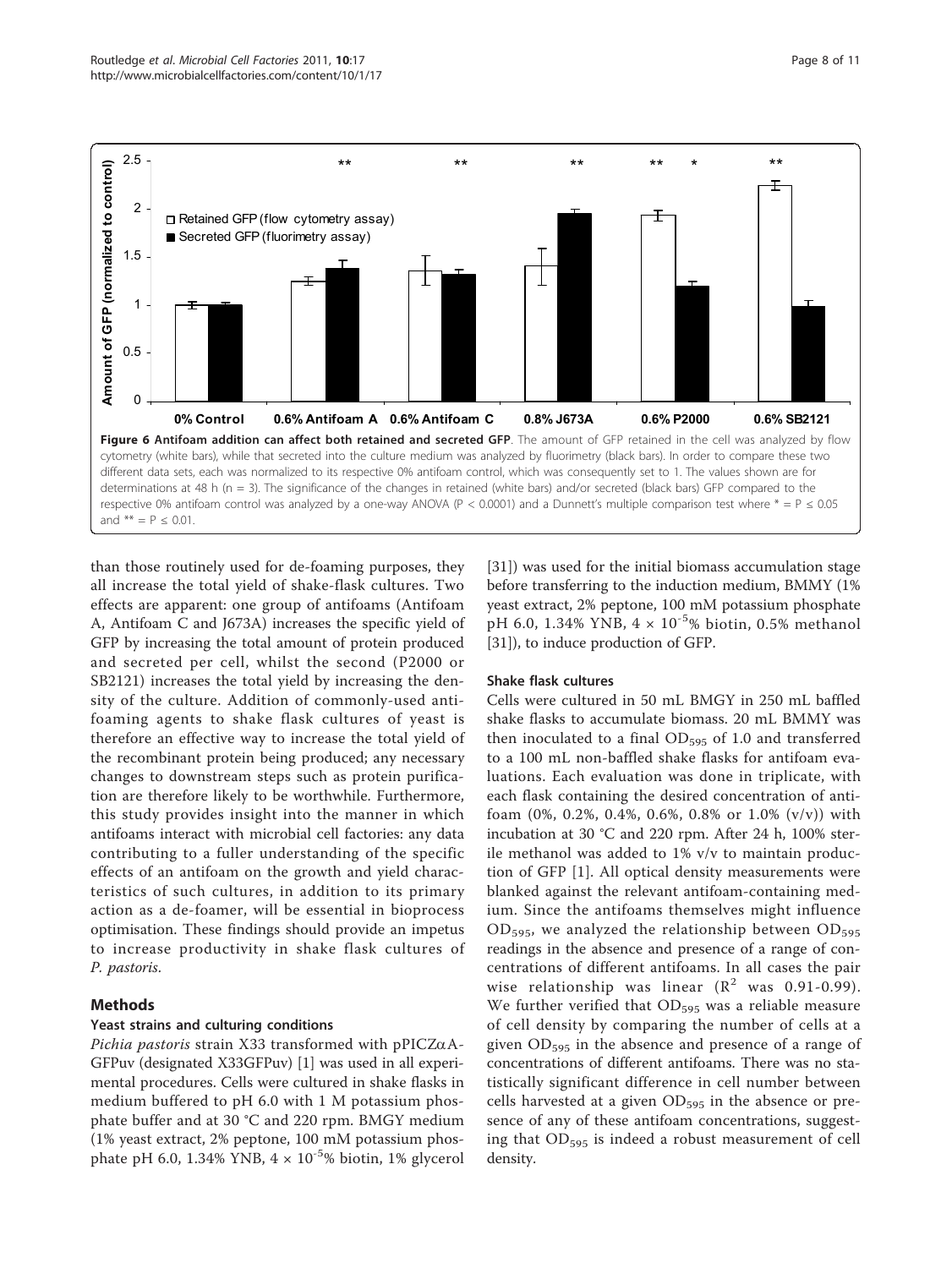**Figure 6 Antifoam addition can affect both retained and secreted GFP**. The amount of GFP retained in the cell was analyzed by flow cytometry (white bars), while that secreted into the culture medium was analyzed by fluorimetry (black bars). In order to compare these two different data sets, each was normalized to its respective 0% antifoam control, which was consequently set to 1. The values shown are for determinations at 48 h (n = 3). The significance of the changes in retained (white bars) and/or secreted (black bars) GFP compared to the respective 0% antifoam control was analyzed by a one-way ANOVA (P < 0.0001) and a Dunnett's multiple comparison test where * = P ≤ 0.05 and ** = P ≤ 0.01.

than those routinely used for de-foaming purposes, they all increase the total yield of shake-flask cultures. Two effects are apparent: one group of antifoams (Antifoam A, Antifoam C and J673A) increases the specific yield of GFP by increasing the total amount of protein produced and secreted per cell, whilst the second (P2000 or SB2121) increases the total yield by increasing the density of the culture. Addition of commonly-used antifoaming agents to shake flask cultures of yeast is therefore an effective way to increase the total yield of the recombinant protein being produced; any necessary changes to downstream steps such as protein purification are therefore likely to be worthwhile. Furthermore, this study provides insight into the manner in which antifoams interact with microbial cell factories: any data contributing to a fuller understanding of the specific effects of an antifoam on the growth and yield characteristics of such cultures, in addition to its primary action as a de-foamer, will be essential in bioprocess optimisation. These findings should provide an impetus to increase productivity in shake flask cultures of *P. pastoris*.

## Methods

### Yeast strains and culturing conditions

*Pichia pastoris* strain X33 transformed with pPICZαA-GFPuv (designated X33GFPuv) [1] was used in all experimental procedures. Cells were cultured in shake flasks in medium buffered to pH 6.0 with 1 M potassium phosphate buffer and at 30 °C and 220 rpm. BMGY medium (1% yeast extract, 2% peptone, 100 mM potassium phosphate pH 6.0, 1.34% YNB, $4 \times 10^{-5}$% biotin, 1% glycerol [31]) was used for the initial biomass accumulation stage before transferring to the induction medium, BMMY (1% yeast extract, 2% peptone, 100 mM potassium phosphate pH 6.0, 1.34% YNB, $4 \times 10^{-5}$% biotin, 0.5% methanol [31]), to induce production of GFP.

### Shake flask cultures

Cells were cultured in 50 mL BMGY in 250 mL baffled shake flasks to accumulate biomass. 20 mL BMMY was then inoculated to a final $OD_{595}$ of 1.0 and transferred to a 100 mL non-baffled shake flasks for antifoam evaluations. Each evaluation was done in triplicate, with each flask containing the desired concentration of antifoam (0%, 0.2%, 0.4%, 0.6%, 0.8% or 1.0% (v/v)) with incubation at 30 °C and 220 rpm. After 24 h, 100% sterile methanol was added to 1% v/v to maintain production of GFP [1]. All optical density measurements were blanked against the relevant antifoam-containing medium. Since the antifoams themselves might influence $OD_{595}$, we analyzed the relationship between $OD_{595}$ readings in the absence and presence of a range of concentrations of different antifoams. In all cases the pair wise relationship was linear ($R^2$ was 0.91-0.99). We further verified that $OD_{595}$ was a reliable measure of cell density by comparing the number of cells at a given $OD_{595}$ in the absence and presence of a range of concentrations of different antifoams. There was no statistically significant difference in cell number between cells harvested at a given $OD_{595}$ in the absence or presence of any of these antifoam concentrations, suggesting that $OD_{595}$ is indeed a robust measurement of cell density.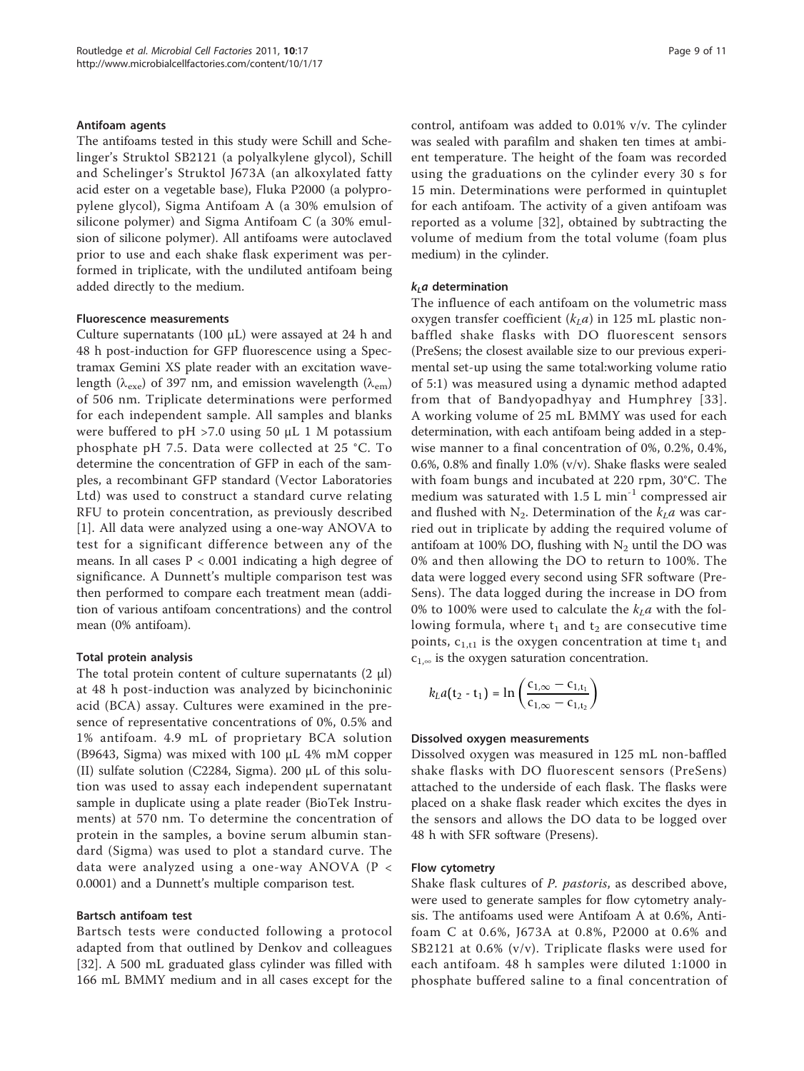### Antifoam agents

The antifoams tested in this study were Schill and Schelinger's Struktol SB2121 (a polyalkylene glycol), Schill and Schelinger's Struktol J673A (an alkoxylated fatty acid ester on a vegetable base), Fluka P2000 (a polypropylene glycol), Sigma Antifoam A (a 30% emulsion of silicone polymer) and Sigma Antifoam C (a 30% emulsion of silicone polymer). All antifoams were autoclaved prior to use and each shake flask experiment was performed in triplicate, with the undiluted antifoam being added directly to the medium.

### Fluorescence measurements

Culture supernatants (100 μL) were assayed at 24 h and 48 h post-induction for GFP fluorescence using a Spectramax Gemini XS plate reader with an excitation wavelength ($\lambda_{exe}$) of 397 nm, and emission wavelength ($\lambda_{em}$) of 506 nm. Triplicate determinations were performed for each independent sample. All samples and blanks were buffered to pH >7.0 using 50 μL 1 M potassium phosphate pH 7.5. Data were collected at 25 °C. To determine the concentration of GFP in each of the samples, a recombinant GFP standard (Vector Laboratories Ltd) was used to construct a standard curve relating RFU to protein concentration, as previously described [1]. All data were analyzed using a one-way ANOVA to test for a significant difference between any of the means. In all cases $P < 0.001$ indicating a high degree of significance. A Dunnett's multiple comparison test was then performed to compare each treatment mean (addition of various antifoam concentrations) and the control mean (0% antifoam).

### Total protein analysis

The total protein content of culture supernatants (2 μl) at 48 h post-induction was analyzed by bicinchoninic acid (BCA) assay. Cultures were examined in the presence of representative concentrations of 0%, 0.5% and 1% antifoam. 4.9 mL of proprietary BCA solution (B9643, Sigma) was mixed with 100 μL 4% mM copper (II) sulfate solution (C2284, Sigma). 200 μL of this solution was used to assay each independent supernatant sample in duplicate using a plate reader (BioTek Instruments) at 570 nm. To determine the concentration of protein in the samples, a bovine serum albumin standard (Sigma) was used to plot a standard curve. The data were analyzed using a one-way ANOVA ($P < 0.0001$) and a Dunnett's multiple comparison test.

### Bartsch antifoam test

Bartsch tests were conducted following a protocol adapted from that outlined by Denkov and colleagues [32]. A 500 mL graduated glass cylinder was filled with 166 mL BMMY medium and in all cases except for the control, antifoam was added to 0.01% v/v. The cylinder was sealed with parafilm and shaken ten times at ambient temperature. The height of the foam was recorded using the graduations on the cylinder every 30 s for 15 min. Determinations were performed in quintuplet for each antifoam. The activity of a given antifoam was reported as a volume [32], obtained by subtracting the volume of medium from the total volume (foam plus medium) in the cylinder.

### $k_La$ determination

The influence of each antifoam on the volumetric mass oxygen transfer coefficient ($k_La$) in 125 mL plastic non-baffled shake flasks with DO fluorescent sensors (PreSens; the closest available size to our previous experimental set-up using the same total:working volume ratio of 5:1) was measured using a dynamic method adapted from that of Bandyopadhyay and Humphrey [33]. A working volume of 25 mL BMMY was used for each determination, with each antifoam being added in a step-wise manner to a final concentration of 0%, 0.2%, 0.4%, 0.6%, 0.8% and finally 1.0% (v/v). Shake flasks were sealed with foam bungs and incubated at 220 rpm, 30°C. The medium was saturated with 1.5 L $min^{-1}$ compressed air and flushed with $N_2$. Determination of the $k_La$ was carried out in triplicate by adding the required volume of antifoam at 100% DO, flushing with $N_2$ until the DO was 0% and then allowing the DO to return to 100%. The data were logged every second using SFR software (PreSens). The data logged during the increase in DO from 0% to 100% were used to calculate the $k_La$ with the following formula, where $t_1$ and $t_2$ are consecutive time points, $c_{1,t1}$ is the oxygen concentration at time $t_1$ and $c_{1,\infty}$ is the oxygen saturation concentration.

$$k_La(t_2 - t_1) = \ln\left(\frac{c_{1,\infty} - c_{1,t_1}}{c_{1,\infty} - c_{1,t_2}}\right)$$

### Dissolved oxygen measurements

Dissolved oxygen was measured in 125 mL non-baffled shake flasks with DO fluorescent sensors (PreSens) attached to the underside of each flask. The flasks were placed on a shake flask reader which excites the dyes in the sensors and allows the DO data to be logged over 48 h with SFR software (Presens).

### Flow cytometry

Shake flask cultures of *P. pastoris*, as described above, were used to generate samples for flow cytometry analysis. The antifoams used were Antifoam A at 0.6%, Antifoam C at 0.6%, J673A at 0.8%, P2000 at 0.6% and SB2121 at 0.6% (v/v). Triplicate flasks were used for each antifoam. 48 h samples were diluted 1:1000 in phosphate buffered saline to a final concentration of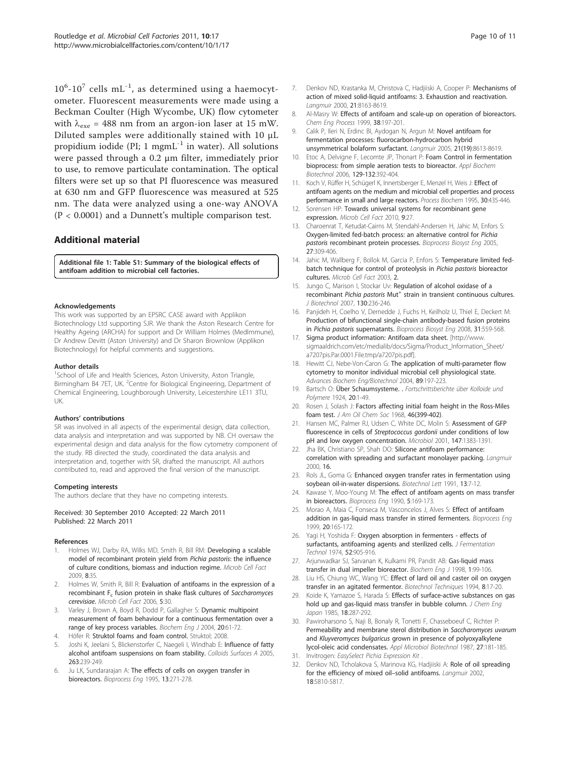$10^6$-$10^7$ cells $mL^{-1}$, as determined using a haemocytometer. Fluorescent measurements were made using a Beckman Coulter (High Wycombe, UK) flow cytometer with $\lambda_{exe}$ = 488 nm from an argon-ion laser at 15 mW. Diluted samples were additionally stained with 10 μL propidium iodide (PI; 1 $mgmL^{-1}$ in water). All solutions were passed through a 0.2 μm filter, immediately prior to use, to remove particulate contamination. The optical filters were set up so that PI fluorescence was measured at 630 nm and GFP fluorescence was measured at 525 nm. The data were analyzed using a one-way ANOVA ($P < 0.0001$) and a Dunnett's multiple comparison test.

## Additional material

**Additional file 1: Table S1: Summary of the biological effects of antifoam addition to microbial cell factories.**

#### Acknowledgements

This work was supported by an EPSRC CASE award with Applikon Biotechnology Ltd supporting SJR. We thank the Aston Research Centre for Healthy Ageing (ARCHA) for support and Dr William Holmes (MedImmune), Dr Andrew Devitt (Aston University) and Dr Sharon Brownlow (Applikon Biotechnology) for helpful comments and suggestions.

#### Author details

[1]School of Life and Health Sciences, Aston University, Aston Triangle, Birmingham B4 7ET, UK. [2]Centre for Biological Engineering, Department of Chemical Engineering, Loughborough University, Leicestershire LE11 3TU, UK.

#### Authors' contributions

SR was involved in all aspects of the experimental design, data collection, data analysis and interpretation and was supported by NB. CH oversaw the experimental design and data analysis for the flow cytometry component of the study. RB directed the study, coordinated the data analysis and interpretation and, together with SR, drafted the manuscript. All authors contributed to, read and approved the final version of the manuscript.

#### Competing interests

The authors declare that they have no competing interests.

Received: 30 September 2010 Accepted: 22 March 2011
Published: 22 March 2011

#### References

1. Holmes WJ, Darby RA, Wilks MD, Smith R, Bill RM: **Developing a scalable model of recombinant protein yield from *Pichia pastoris*: the influence of culture conditions, biomass and induction regime.** *Microb Cell Fact* 2009, **8**:35.
2. Holmes W, Smith R, Bill R: **Evaluation of antifoams in the expression of a recombinant $F_c$ fusion protein in shake flask cultures of *Saccharomyces cerevisiae*.** *Microb Cell Fact* 2006, **5**:30.
3. Varley J, Brown A, Boyd R, Dodd P, Gallagher S: **Dynamic multipoint measurement of foam behaviour for a continuous fermentation over a range of key process variables.** *Biochem Eng J* 2004, **20**:61-72.
4. Höfer R: **Struktol foams and foam control.** Struktol; 2008.
5. Joshi K, Jeelani S, Blickenstorfer C, Naegeli I, Windhab E: **Influence of fatty alcohol antifoam suspensions on foam stability.** *Colloids Surfaces A* 2005, **263**:239-249.
6. Ju LK, Sundararajan A: **The effects of cells on oxygen transfer in bioreactors.** *Bioprocess Eng* 1995, **13**:271-278.
7. Denkov ND, Krastanka M, Christova C, Hadjiiski A, Cooper P: **Mechanisms of action of mixed solid-liquid antifoams: 3. Exhaustion and reactivation.** *Langmuir* 2000, **21**:8163-8619.
8. Al-Masry W: **Effects of antifoam and scale-up on operation of bioreactors.** *Chem Eng Process* 1999, **38**:197-201.
9. Calik P, Ileri N, Erdinc BI, Aydogan N, Argun M: **Novel antifoam for fermentation processes: fluorocarbon-hydrocarbon hybrid unsymmetrical bolaform surfactant.** *Langmuir* 2005, **21(19)**:8613-8619.
10. Etoc A, Delvigne F, Lecomte JP, Thonart P: **Foam Control in fermentation bioprocess: from simple aeration tests to bioreactor.** *Appl Biochem Biotechnol* 2006, **129-132**:392-404.
11. Koch V, Rüffer H, Schügerl K, Innertsberger E, Menzel H, Weis J: **Effect of antifoam agents on the medium and microbial cell properties and process performance in small and large reactors.** *Process Biochem* 1995, **30**:435-446.
12. Sorensen HP: **Towards universal systems for recombinant gene expression.** *Microb Cell Fact* 2010, **9**:27.
13. Charoenrat T, Ketudat-Cairns M, Stendahl-Andersen H, Jahic M, Enfors S: **Oxygen-limited fed-batch process: an alternative control for *Pichia pastoris* recombinant protein processes.** *Bioprocess Biosyst Eng* 2005, **27**:309-406.
14. Jahic M, Wallberg F, Bollok M, Garcia P, Enfors S: **Temperature limited fed-batch technique for control of proteolysis in *Pichia pastoris* bioreactor cultures.** *Microb Cell Fact* 2003, **2**.
15. Jungo C, Marison I, Stockar Uv: **Regulation of alcohol oxidase of a recombinant *Pichia pastoris* Mut[+] strain in transient continuous cultures.** *J Biotechnol* 2007, **130**:236-246.
16. Panjideh H, Coelho V, Dernedde J, Fuchs H, Keilholz U, Thiel E, Deckert M: **Production of bifunctional single-chain antibody-based fusion proteins in *Pichia pastoris* supernatants.** *Bioprocess Biosyst Eng* 2008, **31**:559-568.
17. Sigma product information: Antifoam data sheet. [http://www.sigmaaldrich.com/etc/medialib/docs/Sigma/Product_Information_Sheet/a7207pis.Par.0001.File.tmp/a7207pis.pdf].
18. Hewitt CJ, Nebe-Von-Caron G: **The application of multi-parameter flow cytometry to monitor individual microbial cell physiological state.** *Advances Biochem Eng/Biotechnol* 2004, **89**:197-223.
19. Bartsch O: **Über Schaumsysteme.** . *Fortschrittsberichte über Kolloide und Polymere* 1924, **20**:1-49.
20. Rosen J, Solash J: **Factors affecting initial foam height in the Ross-Miles foam test.** *J Am Oil Chem Soc* 1968, **46(399-402)**.
21. Hansen MC, Palmer RJ, Udsen C, White DC, Molin S: **Assessment of GFP fluorescence in cells of *Streptococcus gordonii* under conditions of low pH and low oxygen concentration.** *Microbiol* 2001, **147**:1383-1391.
22. Jha BK, Christiano SP, Shah DO: **Silicone antifoam performance: correlation with spreading and surfactant monolayer packing.** *Langmuir* 2000, **16**.
23. Rols JL, Goma G: **Enhanced oxygen transfer rates in fermentation using soybean oil-in-water dispersions.** *Biotechnol Lett* 1991, **13**:7-12.
24. Kawase Y, Moo-Young M: **The effect of antifoam agents on mass transfer in bioreactors.** *Bioprocess Eng* 1990, **5**:169-173.
25. Morao A, Maia C, Fonseca M, Vasconcelos J, Alves S: **Effect of antifoam addition in gas-liquid mass transfer in stirred fermenters.** *Bioprocess Eng* 1999, **20**:165-172.
26. Yagi H, Yoshida F: **Oxygen absorption in fermenters - effects of surfactants, antifoaming agents and sterilized cells.** *J Fermentation Technol* 1974, **52**:905-916.
27. Arjunwadkar SJ, Sarvanan K, Kulkarni PR, Pandit AB: **Gas-liquid mass transfer in dual impeller bioreactor.** *Biochem Eng J* 1998, **1**:99-106.
28. Liu HS, Chiung WC, Wang YC: **Effect of lard oil and caster oil on oxygen transfer in an agitated fermentor.** *Biotechnol Techniques* 1994, **8**:17-20.
29. Koide K, Yamazoe S, Harada S: **Effects of surface-active substances on gas hold up and gas-liquid mass transfer in bubble column.** *J Chem Eng Japan* 1985, **18**:287-292.
30. Pawiroharsono S, Naji B, Bonaly R, Tonetti F, Chasseboeuf C, Richter P: **Permeability and membrane sterol distribution in *Saccharomyces uvarum* and *Kluyveromyces bulgaricus* grown in presence of polyoxyalkylene lycol-oleic acid condensates.** *Appl Microbiol Biotechnol* 1987, **27**:181-185.
31. Invitrogen: *EasySelect Pichia Expression Kit* .
32. Denkov ND, Tcholakova S, Marinova KG, Hadjiiski A: **Role of oil spreading for the efficiency of mixed oil–solid antifoams.** *Langmuir* 2002, **18**:5810-5817.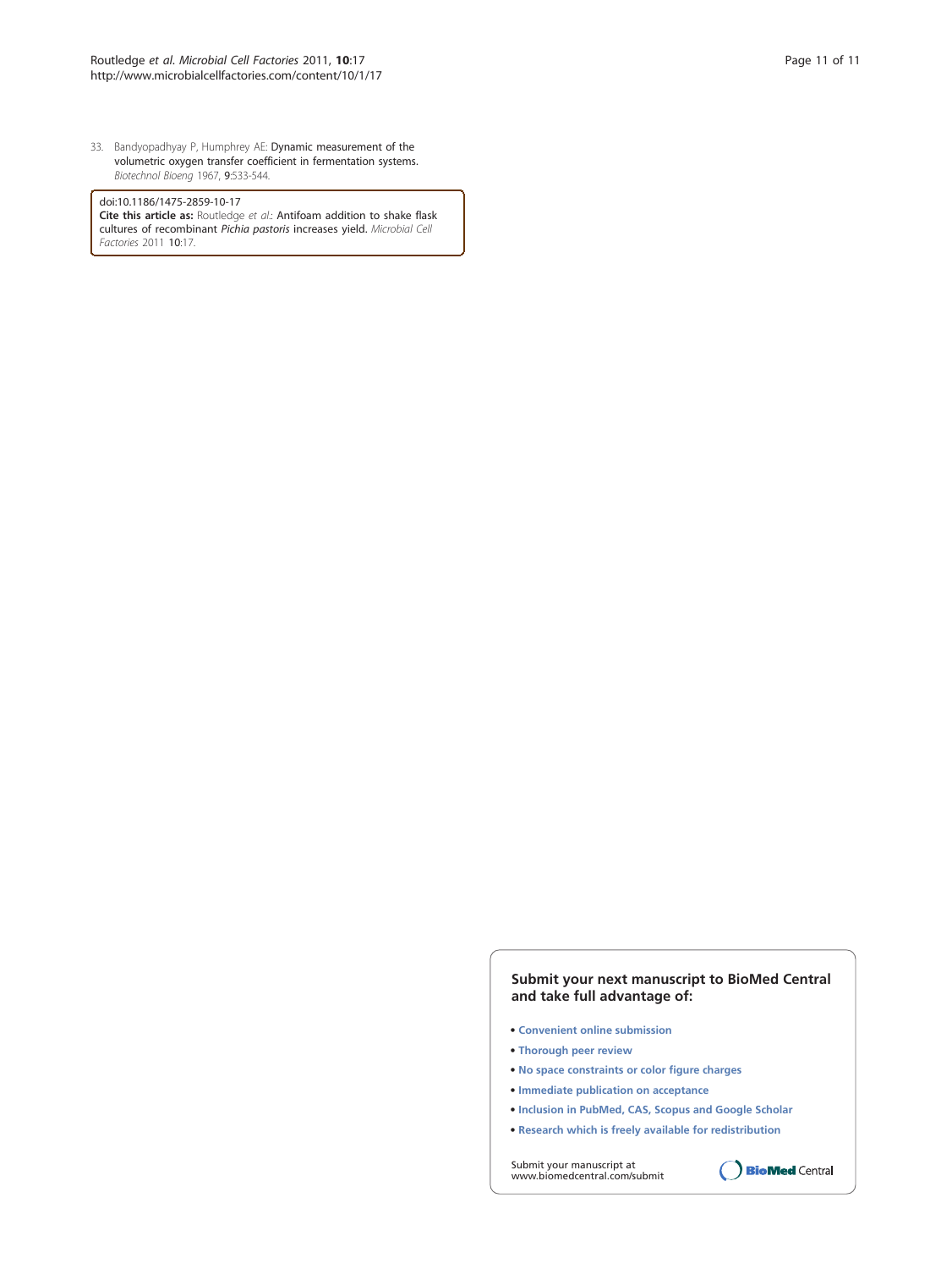33. Bandyopadhyay P, Humphrey AE: Dynamic measurement of the volumetric oxygen transfer coefficient in fermentation systems. *Biotechnol Bioeng* 1967, **9**:533-544.

doi:10.1186/1475-2859-10-17

**Cite this article as:** Routledge *et al.*: Antifoam addition to shake flask cultures of recombinant *Pichia pastoris* increases yield. *Microbial Cell Factories* 2011 **10**:17.

**Submit your next manuscript to BioMed Central and take full advantage of:**

- **Convenient online submission**
- **Thorough peer review**
- **No space constraints or color figure charges**
- **Immediate publication on acceptance**
- **Inclusion in PubMed, CAS, Scopus and Google Scholar**
- **Research which is freely available for redistribution**

Submit your manuscript at
www.biomedcentral.com/submit

BioMed Central